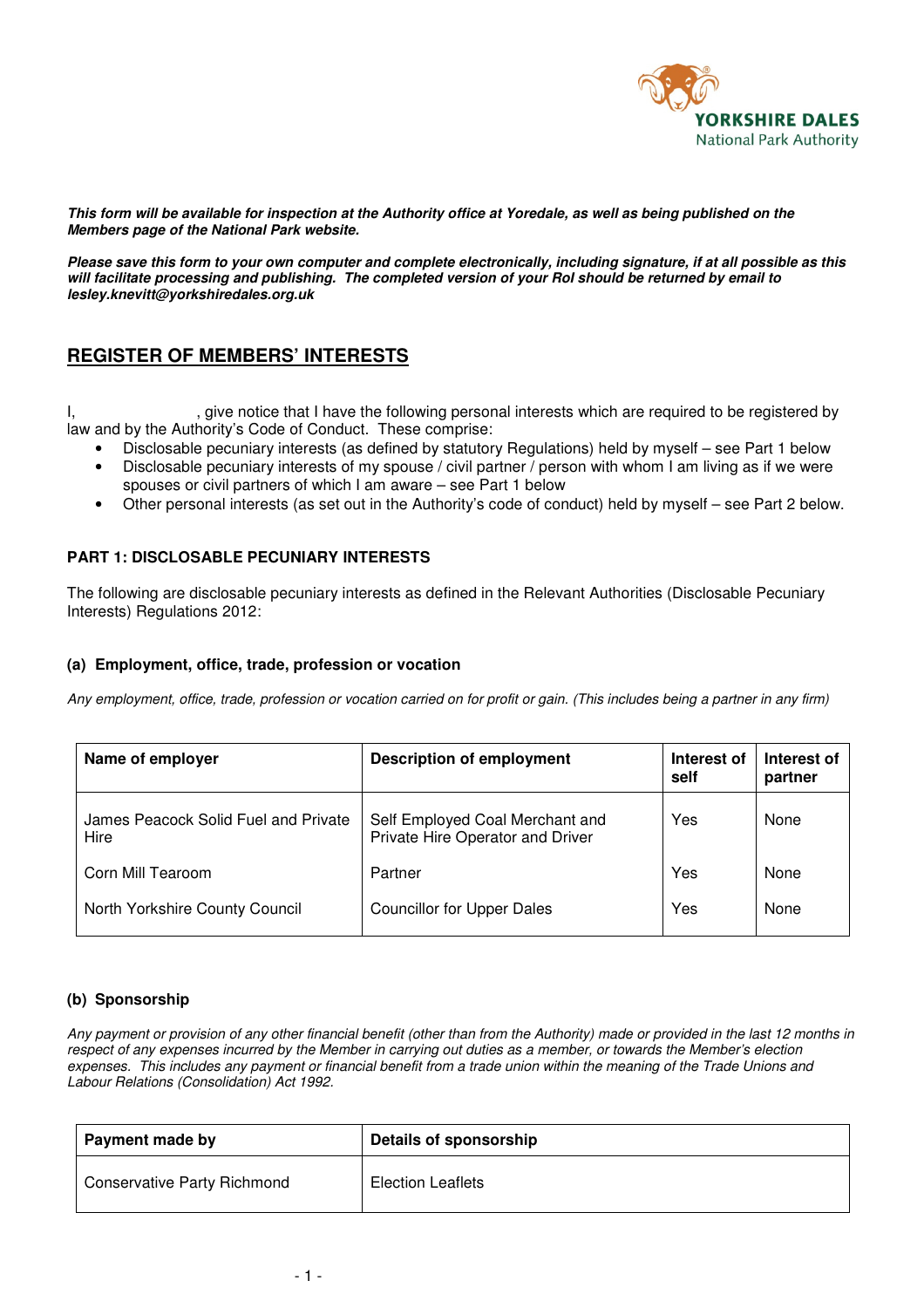YORKSHIRE DALES
National Park Authority

***This form will be available for inspection at the Authority office at Yoredale, as well as being published on the Members page of the National Park website.***

***Please save this form to your own computer and complete electronically, including signature, if at all possible as this will facilitate processing and publishing. The completed version of your RoI should be returned by email to lesley.knevitt@yorkshiredales.org.uk***

## REGISTER OF MEMBERS' INTERESTS

I, , give notice that I have the following personal interests which are required to be registered by law and by the Authority's Code of Conduct. These comprise:

- Disclosable pecuniary interests (as defined by statutory Regulations) held by myself – see Part 1 below
- Disclosable pecuniary interests of my spouse / civil partner / person with whom I am living as if we were spouses or civil partners of which I am aware – see Part 1 below
- Other personal interests (as set out in the Authority's code of conduct) held by myself – see Part 2 below.

### PART 1: DISCLOSABLE PECUNIARY INTERESTS

The following are disclosable pecuniary interests as defined in the Relevant Authorities (Disclosable Pecuniary Interests) Regulations 2012:

#### (a) Employment, office, trade, profession or vocation

*Any employment, office, trade, profession or vocation carried on for profit or gain. (This includes being a partner in any firm)*

| Name of employer | Description of employment | Interest of self | Interest of partner |
|---|---|---|---|
| James Peacock Solid Fuel and Private Hire | Self Employed Coal Merchant and Private Hire Operator and Driver | Yes | None |
| Corn Mill Tearoom | Partner | Yes | None |
| North Yorkshire County Council | Councillor for Upper Dales | Yes | None |

#### (b) Sponsorship

*Any payment or provision of any other financial benefit (other than from the Authority) made or provided in the last 12 months in respect of any expenses incurred by the Member in carrying out duties as a member, or towards the Member's election expenses. This includes any payment or financial benefit from a trade union within the meaning of the Trade Unions and Labour Relations (Consolidation) Act 1992.*

| Payment made by | Details of sponsorship |
|---|---|
| Conservative Party Richmond | Election Leaflets |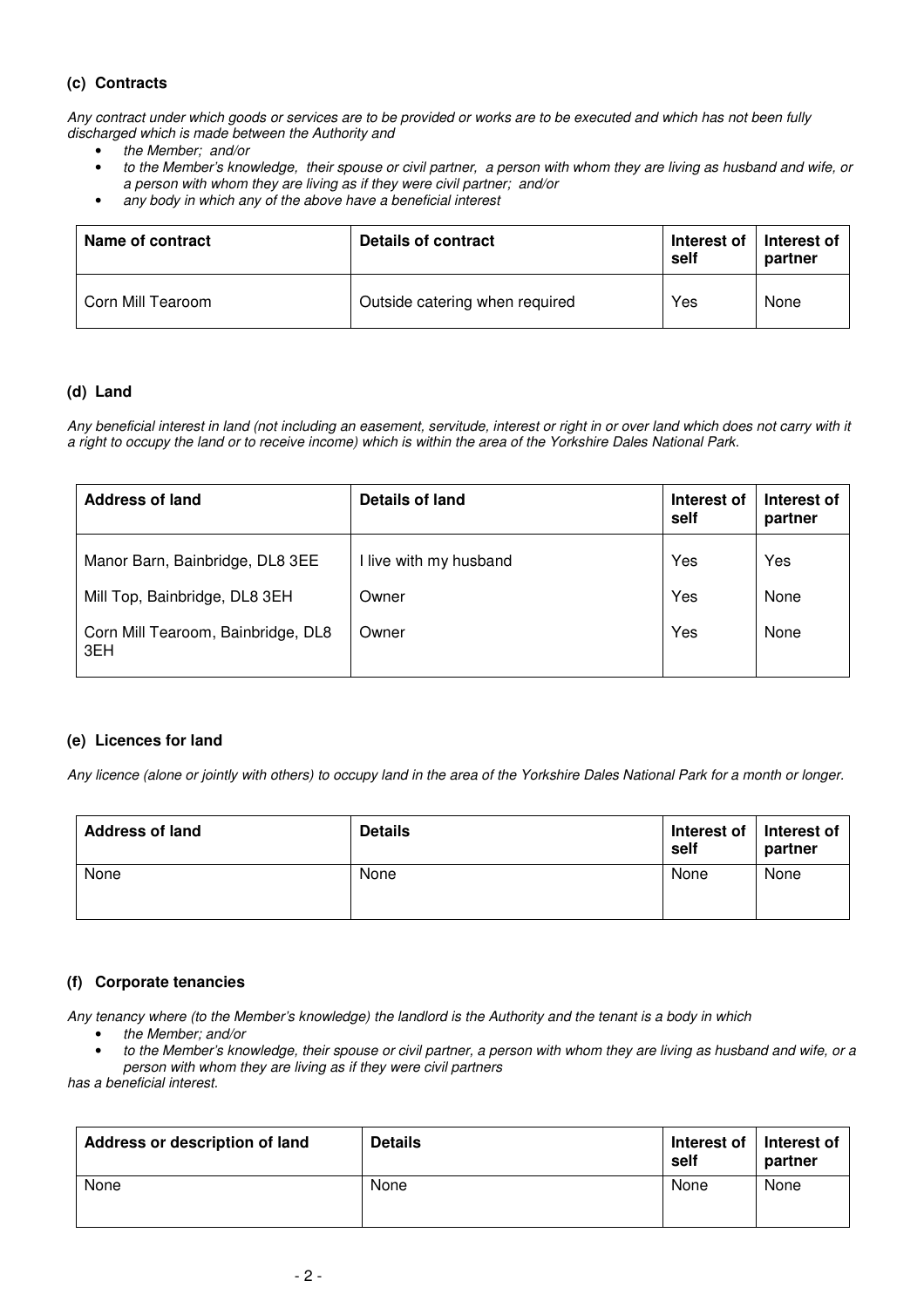### (c) Contracts

*Any contract under which goods or services are to be provided or works are to be executed and which has not been fully discharged which is made between the Authority and*

- *the Member; and/or*
- *to the Member's knowledge, their spouse or civil partner, a person with whom they are living as husband and wife, or a person with whom they are living as if they were civil partner; and/or*
- *any body in which any of the above have a beneficial interest*

| Name of contract | Details of contract | Interest of self | Interest of partner |
|---|---|---|---|
| Corn Mill Tearoom | Outside catering when required | Yes | None |

### (d) Land

*Any beneficial interest in land (not including an easement, servitude, interest or right in or over land which does not carry with it a right to occupy the land or to receive income) which is within the area of the Yorkshire Dales National Park.*

| Address of land | Details of land | Interest of self | Interest of partner |
|---|---|---|---|
| Manor Barn, Bainbridge, DL8 3EE | I live with my husband | Yes | Yes |
| Mill Top, Bainbridge, DL8 3EH | Owner | Yes | None |
| Corn Mill Tearoom, Bainbridge, DL8 3EH | Owner | Yes | None |

### (e) Licences for land

*Any licence (alone or jointly with others) to occupy land in the area of the Yorkshire Dales National Park for a month or longer.*

| Address of land | Details | Interest of self | Interest of partner |
|---|---|---|---|
| None | None | None | None |

### (f) Corporate tenancies

*Any tenancy where (to the Member's knowledge) the landlord is the Authority and the tenant is a body in which*

- *the Member; and/or*
- *to the Member's knowledge, their spouse or civil partner, a person with whom they are living as husband and wife, or a person with whom they are living as if they were civil partners*

*has a beneficial interest.*

| Address or description of land | Details | Interest of self | Interest of partner |
|---|---|---|---|
| None | None | None | None |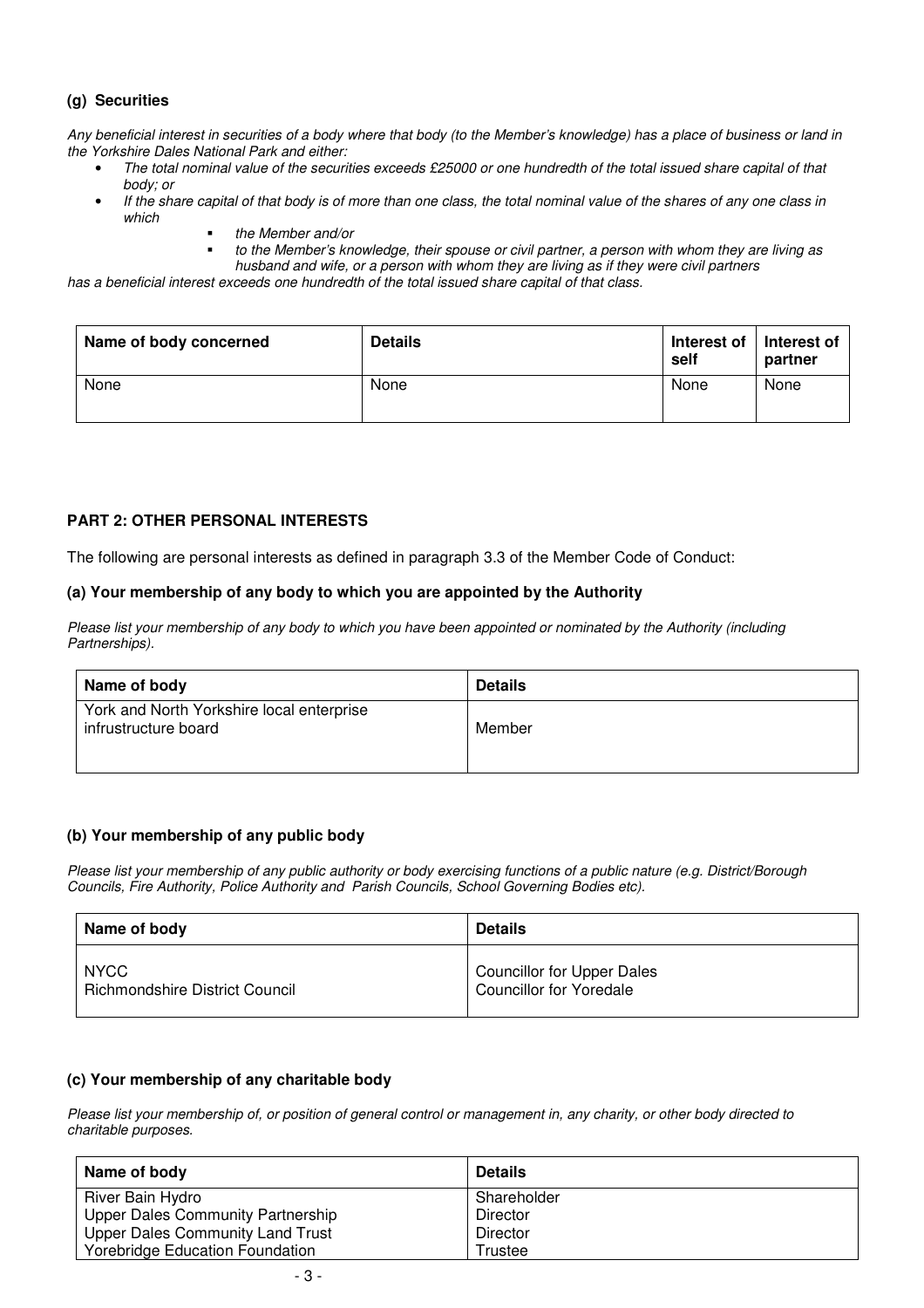### (g) Securities

*Any beneficial interest in securities of a body where that body (to the Member's knowledge) has a place of business or land in the Yorkshire Dales National Park and either:*

- *The total nominal value of the securities exceeds £25000 or one hundredth of the total issued share capital of that body; or*
- *If the share capital of that body is of more than one class, the total nominal value of the shares of any one class in which*
  - *the Member and/or*
  - *to the Member's knowledge, their spouse or civil partner, a person with whom they are living as husband and wife, or a person with whom they are living as if they were civil partners*

*has a beneficial interest exceeds one hundredth of the total issued share capital of that class.*

| Name of body concerned | Details | Interest of self | Interest of partner |
|---|---|---|---|
| None | None | None | None |

## PART 2: OTHER PERSONAL INTERESTS

The following are personal interests as defined in paragraph 3.3 of the Member Code of Conduct:

### (a) Your membership of any body to which you are appointed by the Authority

*Please list your membership of any body to which you have been appointed or nominated by the Authority (including Partnerships).*

| Name of body | Details |
|---|---|
| York and North Yorkshire local enterprise infrustructure board | Member |

### (b) Your membership of any public body

*Please list your membership of any public authority or body exercising functions of a public nature (e.g. District/Borough Councils, Fire Authority, Police Authority and Parish Councils, School Governing Bodies etc).*

| Name of body | Details |
|---|---|
| NYCC<br>Richmondshire District Council | Councillor for Upper Dales<br>Councillor for Yoredale |

### (c) Your membership of any charitable body

*Please list your membership of, or position of general control or management in, any charity, or other body directed to charitable purposes.*

| Name of body | Details |
|---|---|
| River Bain Hydro<br>Upper Dales Community Partnership<br>Upper Dales Community Land Trust<br>Yorebridge Education Foundation | Shareholder<br>Director<br>Director<br>Trustee |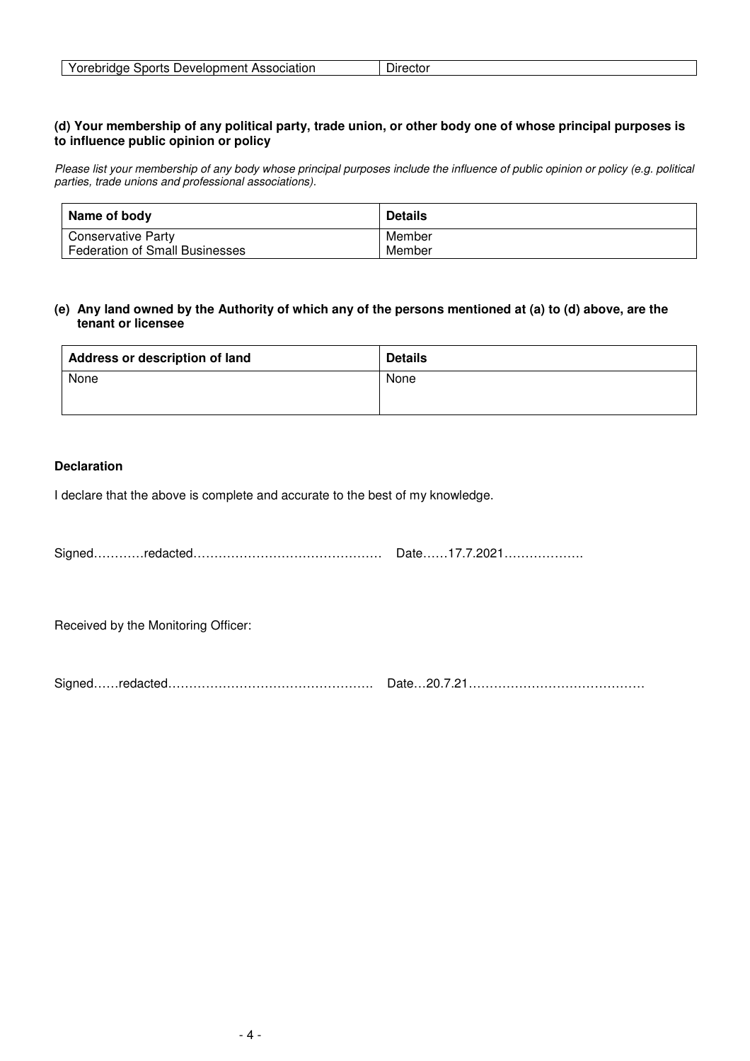| | |
|---|---|
| Yorebridge Sports Development Association | Director |

**(d) Your membership of any political party, trade union, or other body one of whose principal purposes is to influence public opinion or policy**

*Please list your membership of any body whose principal purposes include the influence of public opinion or policy (e.g. political parties, trade unions and professional associations).*

| Name of body | Details |
|---|---|
| Conservative Party | Member |
| Federation of Small Businesses | Member |

**(e) Any land owned by the Authority of which any of the persons mentioned at (a) to (d) above, are the tenant or licensee**

| Address or description of land | Details |
|---|---|
| None | None |

**Declaration**

I declare that the above is complete and accurate to the best of my knowledge.

Signed…………redacted……………………………………… Date……17.7.2021……………….

Received by the Monitoring Officer:

Signed……redacted…………………………………………. Date…20.7.21……………………………………